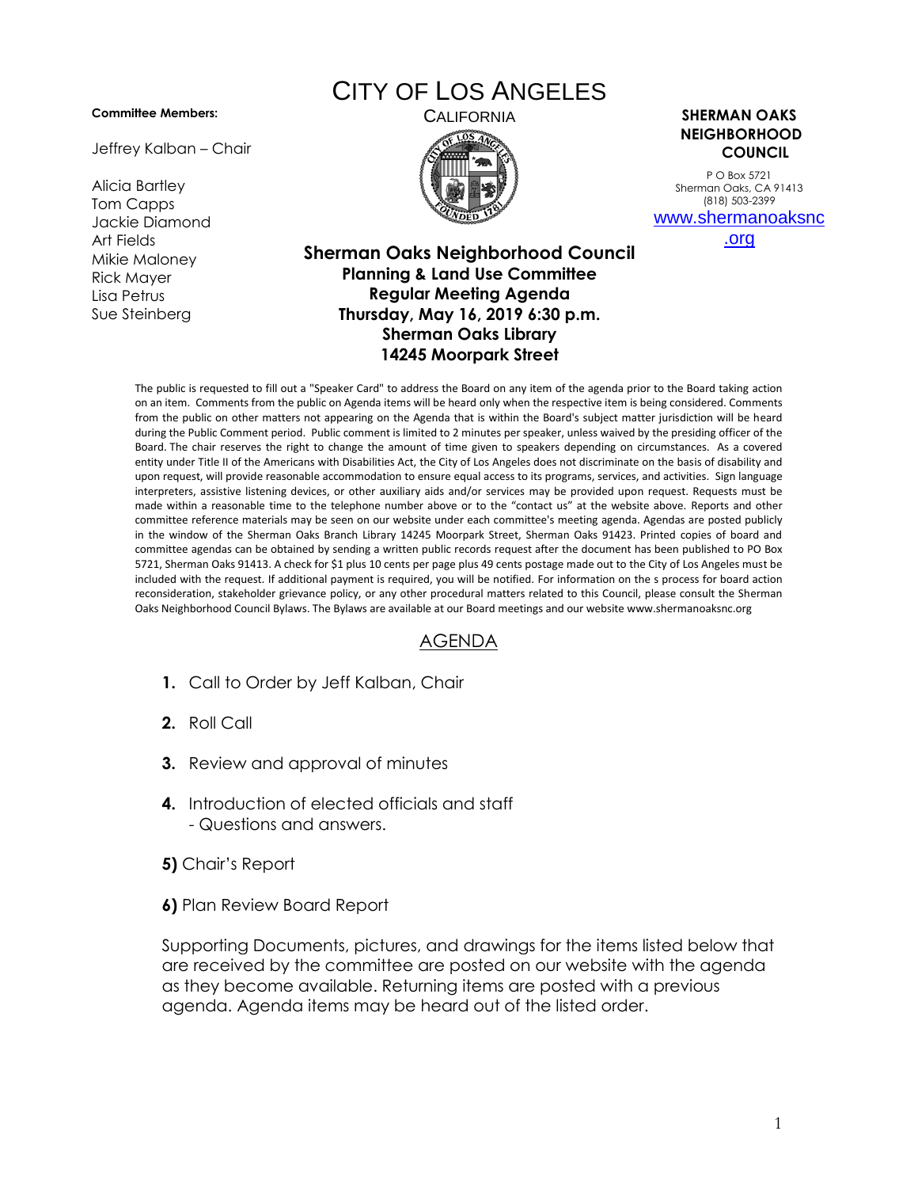# CITY OF LOS ANGELES

CALIFORNIA

**Committee Members:**

Jeffrey Kalban – Chair

Alicia Bartley
Tom Capps
Jackie Diamond
Art Fields
Mikie Maloney
Rick Mayer
Lisa Petrus
Sue Steinberg

**SHERMAN OAKS NEIGHBORHOOD COUNCIL**

P O Box 5721
Sherman Oaks, CA 91413
(818) 503-2399
www.shermanoaksnc.org

## Sherman Oaks Neighborhood Council

**Planning & Land Use Committee**
**Regular Meeting Agenda**
**Thursday, May 16, 2019 6:30 p.m.**
**Sherman Oaks Library**
**14245 Moorpark Street**

The public is requested to fill out a "Speaker Card" to address the Board on any item of the agenda prior to the Board taking action on an item. Comments from the public on Agenda items will be heard only when the respective item is being considered. Comments from the public on other matters not appearing on the Agenda that is within the Board's subject matter jurisdiction will be heard during the Public Comment period. Public comment is limited to 2 minutes per speaker, unless waived by the presiding officer of the Board. The chair reserves the right to change the amount of time given to speakers depending on circumstances. As a covered entity under Title II of the Americans with Disabilities Act, the City of Los Angeles does not discriminate on the basis of disability and upon request, will provide reasonable accommodation to ensure equal access to its programs, services, and activities. Sign language interpreters, assistive listening devices, or other auxiliary aids and/or services may be provided upon request. Requests must be made within a reasonable time to the telephone number above or to the "contact us" at the website above. Reports and other committee reference materials may be seen on our website under each committee's meeting agenda. Agendas are posted publicly in the window of the Sherman Oaks Branch Library 14245 Moorpark Street, Sherman Oaks 91423. Printed copies of board and committee agendas can be obtained by sending a written public records request after the document has been published to PO Box 5721, Sherman Oaks 91413. A check for $1 plus 10 cents per page plus 49 cents postage made out to the City of Los Angeles must be included with the request. If additional payment is required, you will be notified. For information on the s process for board action reconsideration, stakeholder grievance policy, or any other procedural matters related to this Council, please consult the Sherman Oaks Neighborhood Council Bylaws. The Bylaws are available at our Board meetings and our website www.shermanoaksnc.org

## AGENDA

1. Call to Order by Jeff Kalban, Chair
2. Roll Call
3. Review and approval of minutes
4. Introduction of elected officials and staff
   - Questions and answers.

**5)** Chair's Report

**6)** Plan Review Board Report

Supporting Documents, pictures, and drawings for the items listed below that are received by the committee are posted on our website with the agenda as they become available. Returning items are posted with a previous agenda. Agenda items may be heard out of the listed order.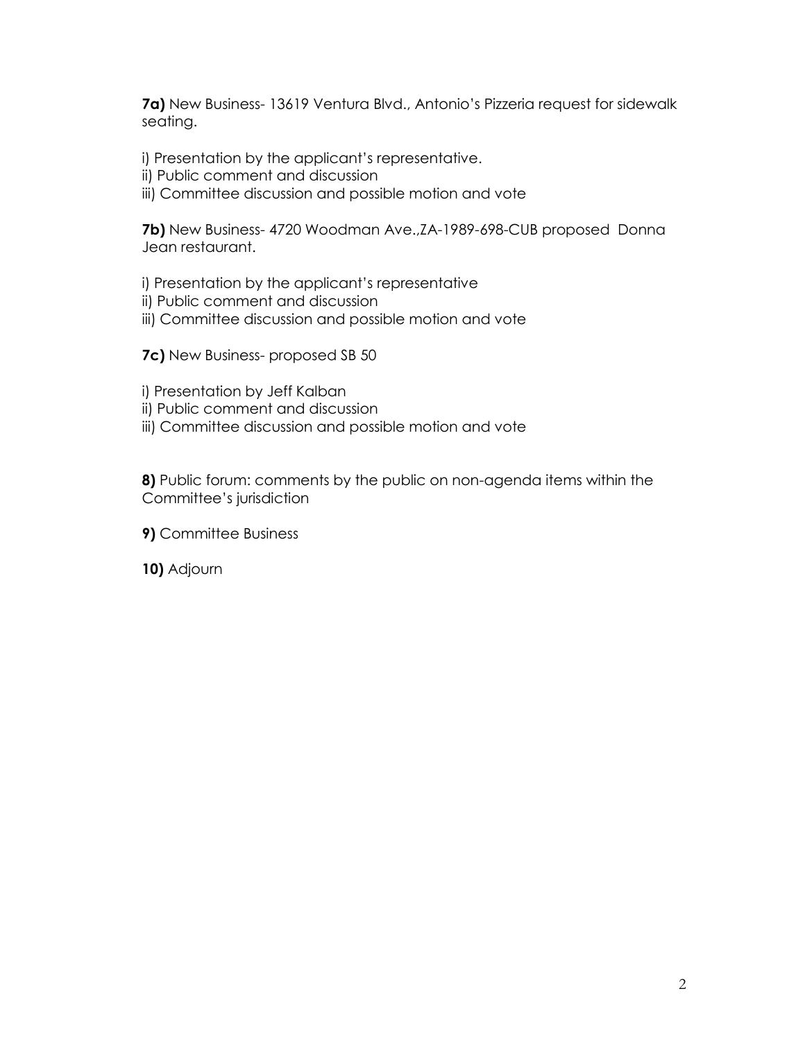**7a)** New Business- 13619 Ventura Blvd., Antonio's Pizzeria request for sidewalk seating.

i) Presentation by the applicant's representative.
ii) Public comment and discussion
iii) Committee discussion and possible motion and vote

**7b)** New Business- 4720 Woodman Ave.,ZA-1989-698-CUB proposed Donna Jean restaurant.

i) Presentation by the applicant's representative
ii) Public comment and discussion
iii) Committee discussion and possible motion and vote

**7c)** New Business- proposed SB 50

i) Presentation by Jeff Kalban
ii) Public comment and discussion
iii) Committee discussion and possible motion and vote

**8)** Public forum: comments by the public on non-agenda items within the Committee's jurisdiction

**9)** Committee Business

**10)** Adjourn